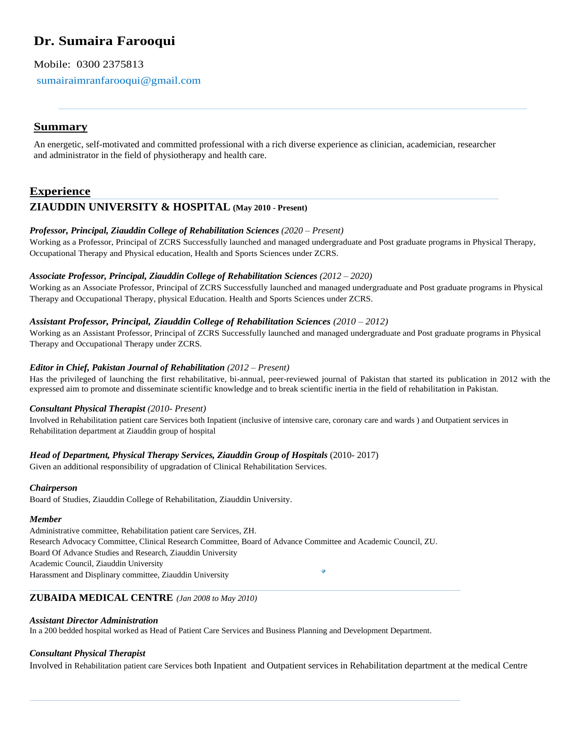# Dr. Sumaira Farooqui

Mobile: 0300 2375813

sumairaimranfarooqui@gmail.com

## Summary

An energetic, self-motivated and committed professional with a rich diverse experience as clinician, academician, researcher and administrator in the field of physiotherapy and health care.

## Experience

### ZIAUDDIN UNIVERSITY & HOSPITAL (May 2010 - Present)

***Professor, Principal, Ziauddin College of Rehabilitation Sciences*** *(2020 – Present)*

Working as a Professor, Principal of ZCRS Successfully launched and managed undergraduate and Post graduate programs in Physical Therapy, Occupational Therapy and Physical education, Health and Sports Sciences under ZCRS.

***Associate Professor, Principal, Ziauddin College of Rehabilitation Sciences*** *(2012 – 2020)*

Working as an Associate Professor, Principal of ZCRS Successfully launched and managed undergraduate and Post graduate programs in Physical Therapy and Occupational Therapy, physical Education. Health and Sports Sciences under ZCRS.

***Assistant Professor, Principal, Ziauddin College of Rehabilitation Sciences*** *(2010 – 2012)*

Working as an Assistant Professor, Principal of ZCRS Successfully launched and managed undergraduate and Post graduate programs in Physical Therapy and Occupational Therapy under ZCRS.

***Editor in Chief, Pakistan Journal of Rehabilitation*** *(2012 – Present)*

Has the privileged of launching the first rehabilitative, bi-annual, peer-reviewed journal of Pakistan that started its publication in 2012 with the expressed aim to promote and disseminate scientific knowledge and to break scientific inertia in the field of rehabilitation in Pakistan.

***Consultant Physical Therapist*** *(2010- Present)*

Involved in Rehabilitation patient care Services both Inpatient (inclusive of intensive care, coronary care and wards ) and Outpatient services in Rehabilitation department at Ziauddin group of hospital

***Head of Department, Physical Therapy Services, Ziauddin Group of Hospitals*** (2010- 2017)

Given an additional responsibility of upgradation of Clinical Rehabilitation Services.

***Chairperson***

Board of Studies, Ziauddin College of Rehabilitation, Ziauddin University.

***Member***

Administrative committee, Rehabilitation patient care Services, ZH.
Research Advocacy Committee, Clinical Research Committee, Board of Advance Committee and Academic Council, ZU.
Board Of Advance Studies and Research, Ziauddin University
Academic Council, Ziauddin University
Harassment and Displinary committee, Ziauddin University

### ZUBAIDA MEDICAL CENTRE *(Jan 2008 to May 2010)*

***Assistant Director Administration***

In a 200 bedded hospital worked as Head of Patient Care Services and Business Planning and Development Department.

***Consultant Physical Therapist***

Involved in Rehabilitation patient care Services both Inpatient and Outpatient services in Rehabilitation department at the medical Centre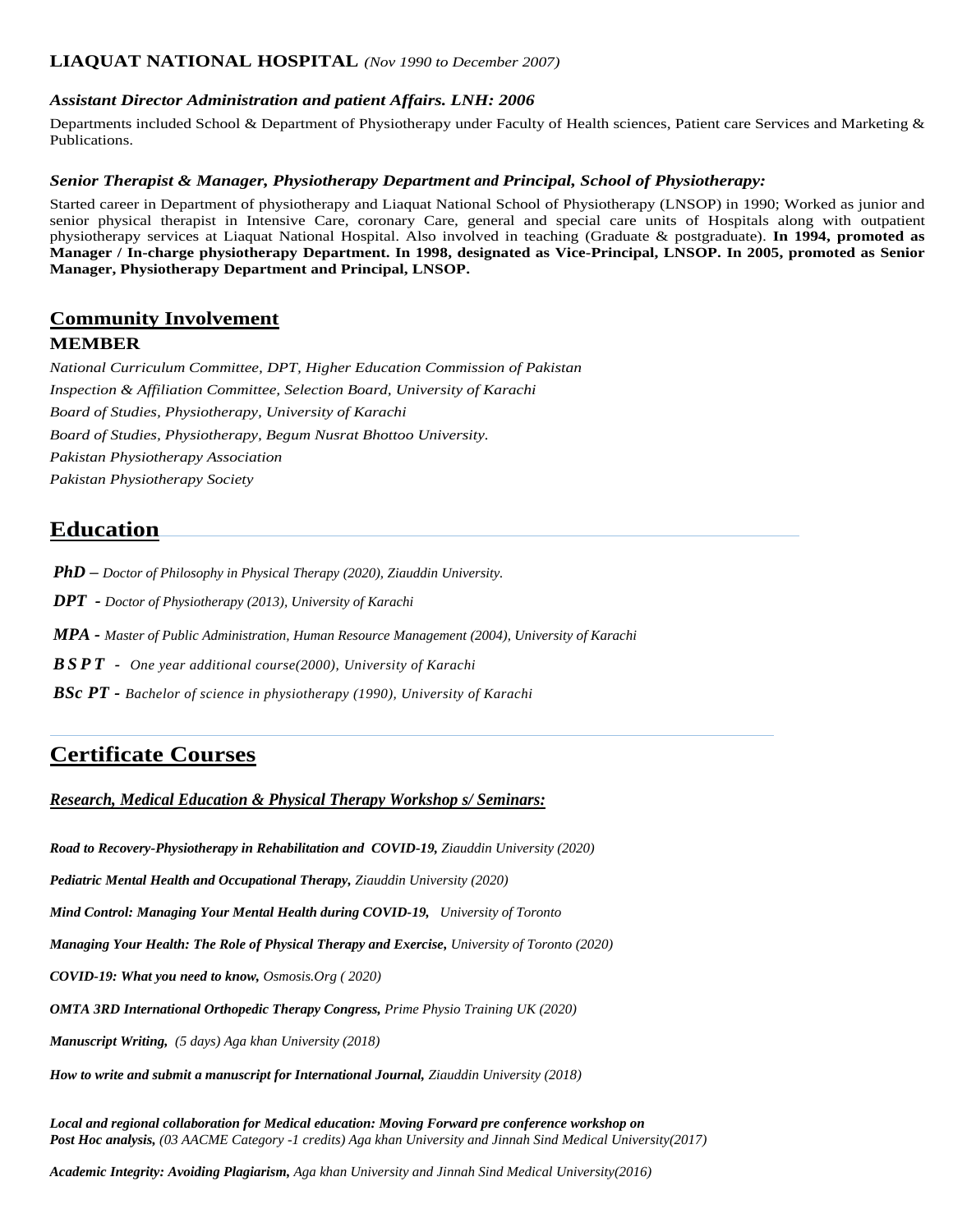**LIAQUAT NATIONAL HOSPITAL** *(Nov 1990 to December 2007)*

***Assistant Director Administration and patient Affairs. LNH: 2006***

Departments included School & Department of Physiotherapy under Faculty of Health sciences, Patient care Services and Marketing & Publications.

***Senior Therapist & Manager, Physiotherapy Department and Principal, School of Physiotherapy:***

Started career in Department of physiotherapy and Liaquat National School of Physiotherapy (LNSOP) in 1990; Worked as junior and senior physical therapist in Intensive Care, coronary Care, general and special care units of Hospitals along with outpatient physiotherapy services at Liaquat National Hospital. Also involved in teaching (Graduate & postgraduate). **In 1994, promoted as Manager / In-charge physiotherapy Department. In 1998, designated as Vice-Principal, LNSOP. In 2005, promoted as Senior Manager, Physiotherapy Department and Principal, LNSOP.**

## Community Involvement

### MEMBER

*National Curriculum Committee, DPT, Higher Education Commission of Pakistan*

*Inspection & Affiliation Committee, Selection Board, University of Karachi*

*Board of Studies, Physiotherapy, University of Karachi*

*Board of Studies, Physiotherapy, Begum Nusrat Bhottoo University.*

*Pakistan Physiotherapy Association*

*Pakistan Physiotherapy Society*

## Education

***PhD*** *– Doctor of Philosophy in Physical Therapy (2020), Ziauddin University.*

***DPT*** *- Doctor of Physiotherapy (2013), University of Karachi*

***MPA*** *- Master of Public Administration, Human Resource Management (2004), University of Karachi*

***B S P T*** *- One year additional course(2000), University of Karachi*

***BSc PT*** *- Bachelor of science in physiotherapy (1990), University of Karachi*

---

## Certificate Courses

***Research, Medical Education & Physical Therapy Workshop s/ Seminars:***

***Road to Recovery-Physiotherapy in Rehabilitation and COVID-19,*** *Ziauddin University (2020)*

***Pediatric Mental Health and Occupational Therapy,*** *Ziauddin University (2020)*

***Mind Control: Managing Your Mental Health during COVID-19,*** *University of Toronto*

***Managing Your Health: The Role of Physical Therapy and Exercise,*** *University of Toronto (2020)*

***COVID-19: What you need to know,*** *Osmosis.Org ( 2020)*

***OMTA 3RD International Orthopedic Therapy Congress,*** *Prime Physio Training UK (2020)*

***Manuscript Writing,*** *(5 days) Aga khan University (2018)*

***How to write and submit a manuscript for International Journal,*** *Ziauddin University (2018)*

***Local and regional collaboration for Medical education: Moving Forward pre conference workshop on Post Hoc analysis,*** *(03 AACME Category -1 credits) Aga khan University and Jinnah Sind Medical University(2017)*

***Academic Integrity: Avoiding Plagiarism,*** *Aga khan University and Jinnah Sind Medical University(2016)*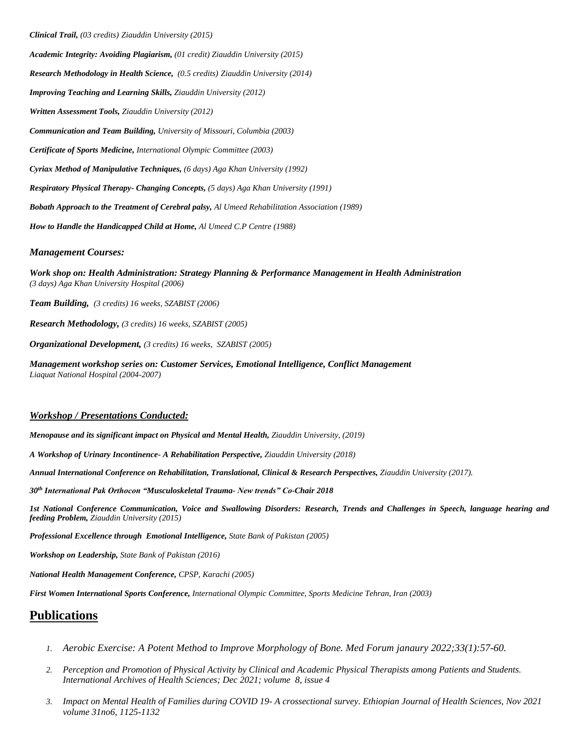***Clinical Trail,** (03 credits) Ziauddin University (2015)*

***Academic Integrity: Avoiding Plagiarism,** (01 credit) Ziauddin University (2015)*

***Research Methodology in Health Science,** (0.5 credits) Ziauddin University (2014)*

***Improving Teaching and Learning Skills,** Ziauddin University (2012)*

***Written Assessment Tools,** Ziauddin University (2012)*

***Communication and Team Building,** University of Missouri, Columbia (2003)*

***Certificate of Sports Medicine,** International Olympic Committee (2003)*

***Cyriax Method of Manipulative Techniques,** (6 days) Aga Khan University (1992)*

***Respiratory Physical Therapy- Changing Concepts,** (5 days) Aga Khan University (1991)*

***Bobath Approach to the Treatment of Cerebral palsy,** Al Umeed Rehabilitation Association (1989)*

***How to Handle the Handicapped Child at Home,** Al Umeed C.P Centre (1988)*

### *Management Courses:*

***Work shop on: Health Administration: Strategy Planning & Performance Management in Health Administration***
*(3 days) Aga Khan University Hospital (2006)*

***Team Building,** (3 credits) 16 weeks, SZABIST (2006)*

***Research Methodology,** (3 credits) 16 weeks, SZABIST (2005)*

***Organizational Development,** (3 credits) 16 weeks, SZABIST (2005)*

***Management workshop series on: Customer Services, Emotional Intelligence, Conflict Management***
*Liaquat National Hospital (2004-2007)*

### *Workshop / Presentations Conducted:*

***Menopause and its significant impact on Physical and Mental Health,** Ziauddin University, (2019)*

***A Workshop of Urinary Incontinence- A Rehabilitation Perspective,** Ziauddin University (2018)*

***Annual International Conference on Rehabilitation, Translational, Clinical & Research Perspectives,** Ziauddin University (2017).*

***30th International Pak Orthocon "Musculoskeletal Trauma- New trends" Co-Chair 2018***

***1st National Conference Communication, Voice and Swallowing Disorders: Research, Trends and Challenges in Speech, language hearing and feeding Problem,** Ziauddin University (2015)*

***Professional Excellence through Emotional Intelligence,** State Bank of Pakistan (2005)*

***Workshop on Leadership,** State Bank of Pakistan (2016)*

***National Health Management Conference,** CPSP, Karachi (2005)*

***First Women International Sports Conference,** International Olympic Committee, Sports Medicine Tehran, Iran (2003)*

## Publications

1. *Aerobic Exercise: A Potent Method to Improve Morphology of Bone. Med Forum janaury 2022;33(1):57-60.*
2. *Perception and Promotion of Physical Activity by Clinical and Academic Physical Therapists among Patients and Students. International Archives of Health Sciences; Dec 2021; volume 8, issue 4*
3. *Impact on Mental Health of Families during COVID 19- A crossectional survey. Ethiopian Journal of Health Sciences, Nov 2021 volume 31no6, 1125-1132*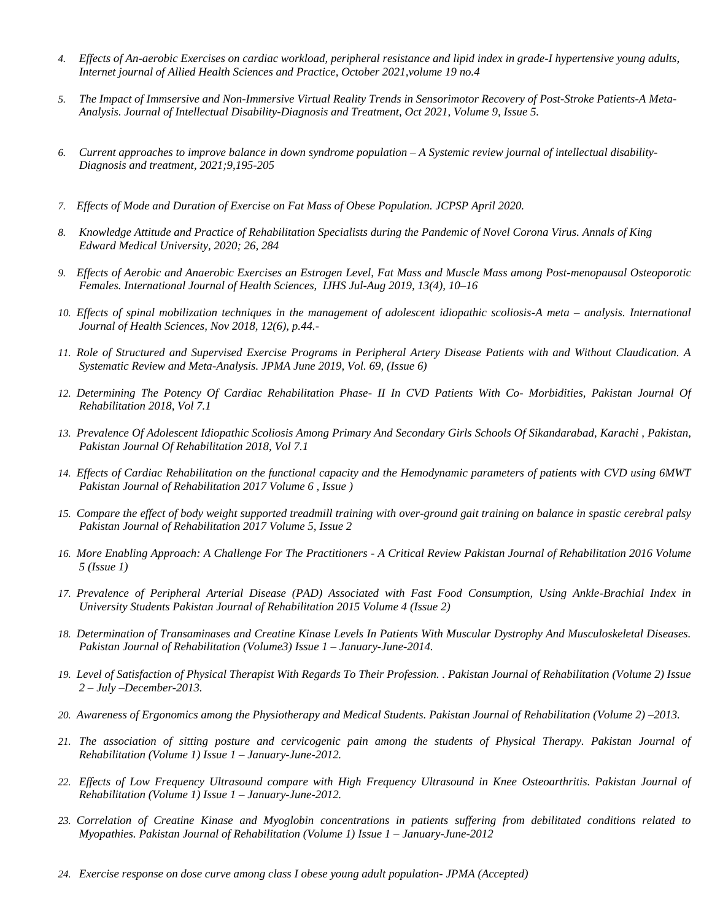4. *Effects of An-aerobic Exercises on cardiac workload, peripheral resistance and lipid index in grade-I hypertensive young adults, Internet journal of Allied Health Sciences and Practice, October 2021,volume 19 no.4*
5. *The Impact of Immsersive and Non-Immersive Virtual Reality Trends in Sensorimotor Recovery of Post-Stroke Patients-A Meta-Analysis. Journal of Intellectual Disability-Diagnosis and Treatment, Oct 2021, Volume 9, Issue 5.*
6. *Current approaches to improve balance in down syndrome population – A Systemic review journal of intellectual disability-Diagnosis and treatment, 2021;9,195-205*
7. *Effects of Mode and Duration of Exercise on Fat Mass of Obese Population. JCPSP April 2020.*
8. *Knowledge Attitude and Practice of Rehabilitation Specialists during the Pandemic of Novel Corona Virus. Annals of King Edward Medical University, 2020; 26, 284*
9. *Effects of Aerobic and Anaerobic Exercises an Estrogen Level, Fat Mass and Muscle Mass among Post-menopausal Osteoporotic Females. International Journal of Health Sciences, IJHS Jul-Aug 2019, 13(4), 10–16*
10. *Effects of spinal mobilization techniques in the management of adolescent idiopathic scoliosis-A meta – analysis. International Journal of Health Sciences, Nov 2018, 12(6), p.44.-*
11. *Role of Structured and Supervised Exercise Programs in Peripheral Artery Disease Patients with and Without Claudication. A Systematic Review and Meta-Analysis. JPMA June 2019, Vol. 69, (Issue 6)*
12. *Determining The Potency Of Cardiac Rehabilitation Phase- II In CVD Patients With Co- Morbidities, Pakistan Journal Of Rehabilitation 2018, Vol 7.1*
13. *Prevalence Of Adolescent Idiopathic Scoliosis Among Primary And Secondary Girls Schools Of Sikandarabad, Karachi , Pakistan, Pakistan Journal Of Rehabilitation 2018, Vol 7.1*
14. *Effects of Cardiac Rehabilitation on the functional capacity and the Hemodynamic parameters of patients with CVD using 6MWT Pakistan Journal of Rehabilitation 2017 Volume 6 , Issue )*
15. *Compare the effect of body weight supported treadmill training with over-ground gait training on balance in spastic cerebral palsy Pakistan Journal of Rehabilitation 2017 Volume 5, Issue 2*
16. *More Enabling Approach: A Challenge For The Practitioners - A Critical Review Pakistan Journal of Rehabilitation 2016 Volume 5 (Issue 1)*
17. *Prevalence of Peripheral Arterial Disease (PAD) Associated with Fast Food Consumption, Using Ankle-Brachial Index in University Students Pakistan Journal of Rehabilitation 2015 Volume 4 (Issue 2)*
18. *Determination of Transaminases and Creatine Kinase Levels In Patients With Muscular Dystrophy And Musculoskeletal Diseases. Pakistan Journal of Rehabilitation (Volume3) Issue 1 – January-June-2014.*
19. *Level of Satisfaction of Physical Therapist With Regards To Their Profession. . Pakistan Journal of Rehabilitation (Volume 2) Issue 2 – July –December-2013.*
20. *Awareness of Ergonomics among the Physiotherapy and Medical Students. Pakistan Journal of Rehabilitation (Volume 2) –2013.*
21. *The association of sitting posture and cervicogenic pain among the students of Physical Therapy. Pakistan Journal of Rehabilitation (Volume 1) Issue 1 – January-June-2012.*
22. *Effects of Low Frequency Ultrasound compare with High Frequency Ultrasound in Knee Osteoarthritis. Pakistan Journal of Rehabilitation (Volume 1) Issue 1 – January-June-2012.*
23. *Correlation of Creatine Kinase and Myoglobin concentrations in patients suffering from debilitated conditions related to Myopathies. Pakistan Journal of Rehabilitation (Volume 1) Issue 1 – January-June-2012*
24. *Exercise response on dose curve among class I obese young adult population- JPMA (Accepted)*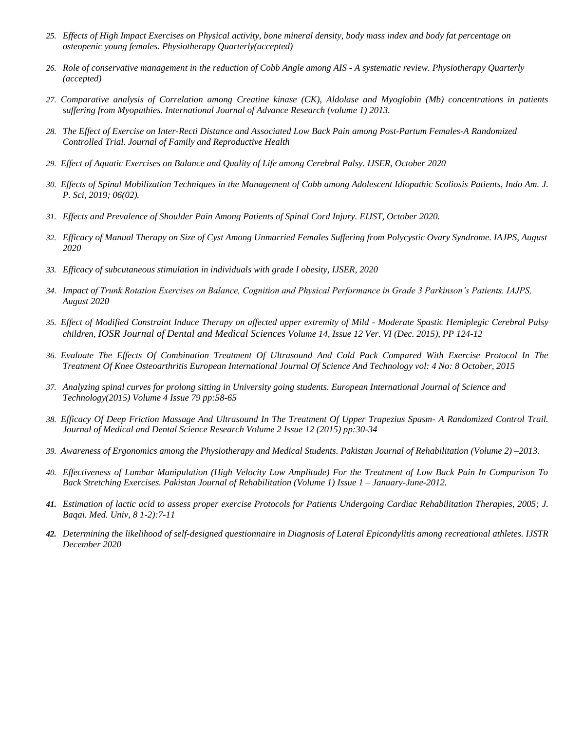25. *Effects of High Impact Exercises on Physical activity, bone mineral density, body mass index and body fat percentage on osteopenic young females. Physiotherapy Quarterly(accepted)*

26. *Role of conservative management in the reduction of Cobb Angle among AIS - A systematic review. Physiotherapy Quarterly (accepted)*

27. *Comparative analysis of Correlation among Creatine kinase (CK), Aldolase and Myoglobin (Mb) concentrations in patients suffering from Myopathies. International Journal of Advance Research (volume 1) 2013.*

28. *The Effect of Exercise on Inter-Recti Distance and Associated Low Back Pain among Post-Partum Females-A Randomized Controlled Trial. Journal of Family and Reproductive Health*

29. *Effect of Aquatic Exercises on Balance and Quality of Life among Cerebral Palsy. IJSER, October 2020*

30. *Effects of Spinal Mobilization Techniques in the Management of Cobb among Adolescent Idiopathic Scoliosis Patients, Indo Am. J. P. Sci, 2019; 06(02).*

31. *Effects and Prevalence of Shoulder Pain Among Patients of Spinal Cord Injury. EIJST, October 2020.*

32. *Efficacy of Manual Therapy on Size of Cyst Among Unmarried Females Suffering from Polycystic Ovary Syndrome. IAJPS, August 2020*

33. *Efficacy of subcutaneous stimulation in individuals with grade I obesity, IJSER, 2020*

34. *Impact of Trunk Rotation Exercises on Balance, Cognition and Physical Performance in Grade 3 Parkinson's Patients. IAJPS, August 2020*

35. *Effect of Modified Constraint Induce Therapy on affected upper extremity of Mild - Moderate Spastic Hemiplegic Cerebral Palsy children, IOSR Journal of Dental and Medical Sciences Volume 14, Issue 12 Ver. VI (Dec. 2015), PP 124-12*

36. *Evaluate The Effects Of Combination Treatment Of Ultrasound And Cold Pack Compared With Exercise Protocol In The Treatment Of Knee Osteoarthritis European International Journal Of Science And Technology vol: 4 No: 8 October, 2015*

37. *Analyzing spinal curves for prolong sitting in University going students. European International Journal of Science and Technology(2015) Volume 4 Issue 79 pp:58-65*

38. *Efficacy Of Deep Friction Massage And Ultrasound In The Treatment Of Upper Trapezius Spasm- A Randomized Control Trail. Journal of Medical and Dental Science Research Volume 2 Issue 12 (2015) pp:30-34*

39. *Awareness of Ergonomics among the Physiotherapy and Medical Students. Pakistan Journal of Rehabilitation (Volume 2) –2013.*

40. *Effectiveness of Lumbar Manipulation (High Velocity Low Amplitude) For the Treatment of Low Back Pain In Comparison To Back Stretching Exercises. Pakistan Journal of Rehabilitation (Volume 1) Issue 1 – January-June-2012.*

41. *Estimation of lactic acid to assess proper exercise Protocols for Patients Undergoing Cardiac Rehabilitation Therapies, 2005; J. Baqai. Med. Univ, 8 1-2):7-11*

42. *Determining the likelihood of self-designed questionnaire in Diagnosis of Lateral Epicondylitis among recreational athletes. IJSTR December 2020*